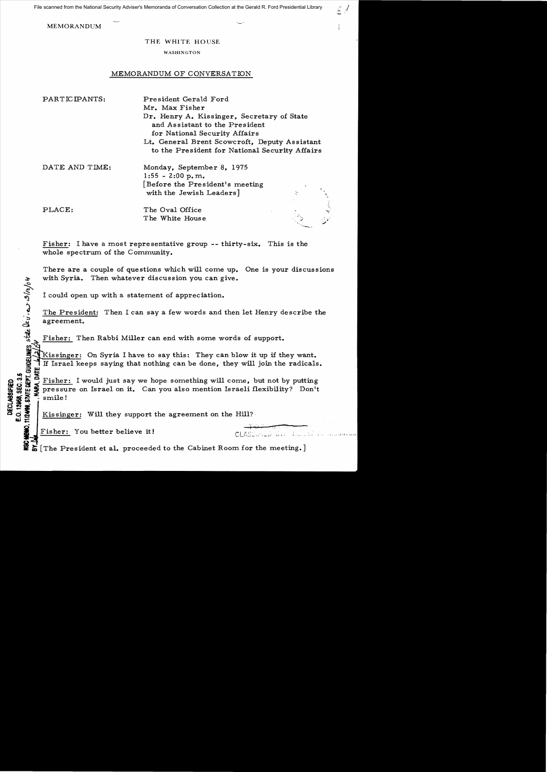MEMORANDUM

THE WHITE HOUSE

WASHINGTON

MEMORANDUM OF CONVERSATION

PARTICIPANTS: President Gerald Ford
Mr. Max Fisher
Dr. Henry A. Kissinger, Secretary of State and Assistant to the President for National Security Affairs
Lt. General Brent Scowcroft, Deputy Assistant to the President for National Security Affairs

DATE AND TIME: Monday, September 8, 1975
1:55 - 2:00 p.m.
[Before the President's meeting with the Jewish Leaders]

PLACE: The Oval Office
The White House

Fisher: I have a most representative group -- thirty-six. This is the whole spectrum of the Community.

There are a couple of questions which will come up. One is your discussions with Syria. Then whatever discussion you can give.

I could open up with a statement of appreciation.

The President: Then I can say a few words and then let Henry describe the agreement.

Fisher: Then Rabbi Miller can end with some words of support.

Kissinger: On Syria I have to say this: They can blow it up if they want. If Israel keeps saying that nothing can be done, they will join the radicals.

Fisher: I would just say we hope something will come, but not by putting pressure on Israel on it. Can you also mention Israeli flexibility? Don't smile!

Kissinger: Will they support the agreement on the Hill?

Fisher: You better believe it!

[The President et al. proceeded to the Cabinet Room for the meeting.]

DECLASSIFIED
E.O. 12958, SEC. 3.5
NSC MEMO, 11/24/98, STATE DEPT. GUIDELINES, state dev. 3/10/04
BY , NARA, DATE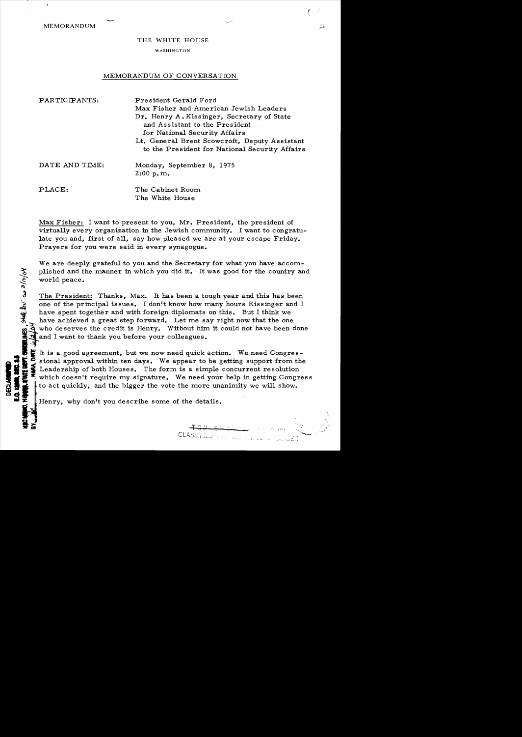MEMORANDUM

THE WHITE HOUSE

WASHINGTON

## MEMORANDUM OF CONVERSATION

PARTICIPANTS: President Gerald Ford
Max Fisher and American Jewish Leaders
Dr. Henry A. Kissinger, Secretary of State and Assistant to the President for National Security Affairs
Lt. General Brent Scowcroft, Deputy Assistant to the President for National Security Affairs

DATE AND TIME: Monday, September 8, 1975
2:00 p.m.

PLACE: The Cabinet Room
The White House

Max Fisher: I want to present to you, Mr. President, the president of virtually every organization in the Jewish community. I want to congratulate you and, first of all, say how pleased we are at your escape Friday. Prayers for you were said in every synagogue.

We are deeply grateful to you and the Secretary for what you have accomplished and the manner in which you did it. It was good for the country and world peace.

The President: Thanks, Max. It has been a tough year and this has been one of the principal issues. I don't know how many hours Kissinger and I have spent together and with foreign diplomats on this. But I think we have achieved a great step forward. Let me say right now that the one who deserves the credit is Henry. Without him it could not have been done and I want to thank you before your colleagues.

It is a good agreement, but we now need quick action. We need Congressional approval within ten days. We appear to be getting support from the Leadership of both Houses. The form is a simple concurrent resolution which doesn't require my signature. We need your help in getting Congress to act quickly, and the bigger the vote the more unanimity we will show.

Henry, why don't you describe some of the details.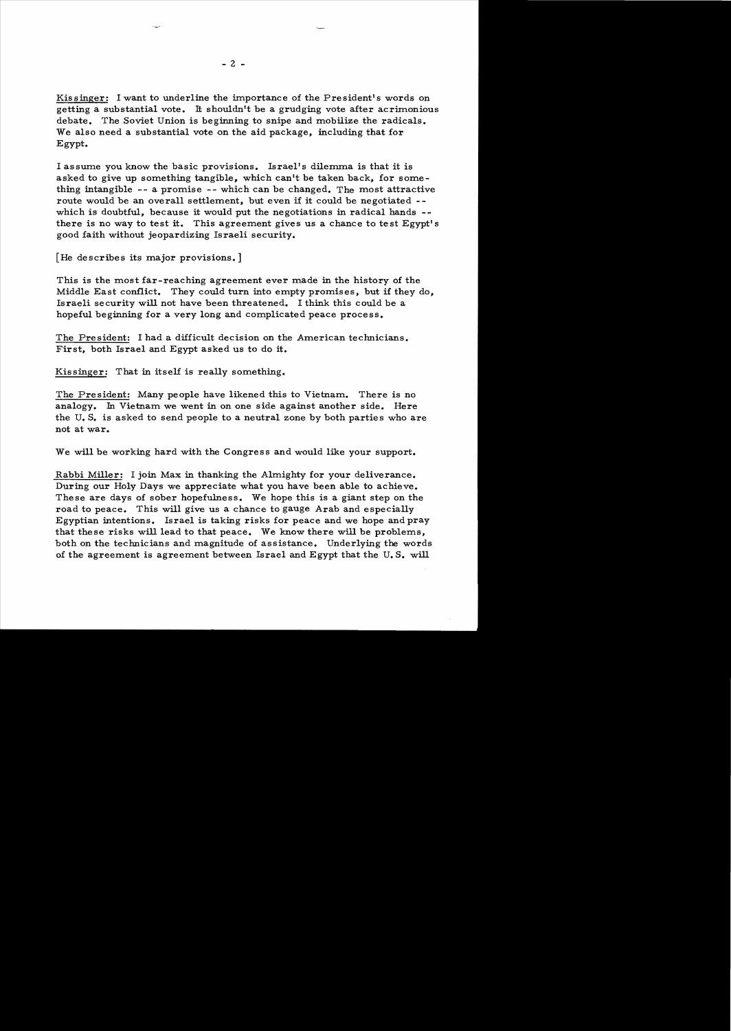Kissinger: I want to underline the importance of the President's words on getting a substantial vote. It shouldn't be a grudging vote after acrimonious debate. The Soviet Union is beginning to snipe and mobilize the radicals. We also need a substantial vote on the aid package, including that for Egypt.

I assume you know the basic provisions. Israel's dilemma is that it is asked to give up something tangible, which can't be taken back, for something intangible -- a promise -- which can be changed. The most attractive route would be an overall settlement, but even if it could be negotiated -- which is doubtful, because it would put the negotiations in radical hands -- there is no way to test it. This agreement gives us a chance to test Egypt's good faith without jeopardizing Israeli security.

[He describes its major provisions.]

This is the most far-reaching agreement ever made in the history of the Middle East conflict. They could turn into empty promises, but if they do, Israeli security will not have been threatened. I think this could be a hopeful beginning for a very long and complicated peace process.

The President: I had a difficult decision on the American technicians. First, both Israel and Egypt asked us to do it.

Kissinger: That in itself is really something.

The President: Many people have likened this to Vietnam. There is no analogy. In Vietnam we went in on one side against another side. Here the U.S. is asked to send people to a neutral zone by both parties who are not at war.

We will be working hard with the Congress and would like your support.

Rabbi Miller: I join Max in thanking the Almighty for your deliverance. During our Holy Days we appreciate what you have been able to achieve. These are days of sober hopefulness. We hope this is a giant step on the road to peace. This will give us a chance to gauge Arab and especially Egyptian intentions. Israel is taking risks for peace and we hope and pray that these risks will lead to that peace. We know there will be problems, both on the technicians and magnitude of assistance. Underlying the words of the agreement is agreement between Israel and Egypt that the U.S. will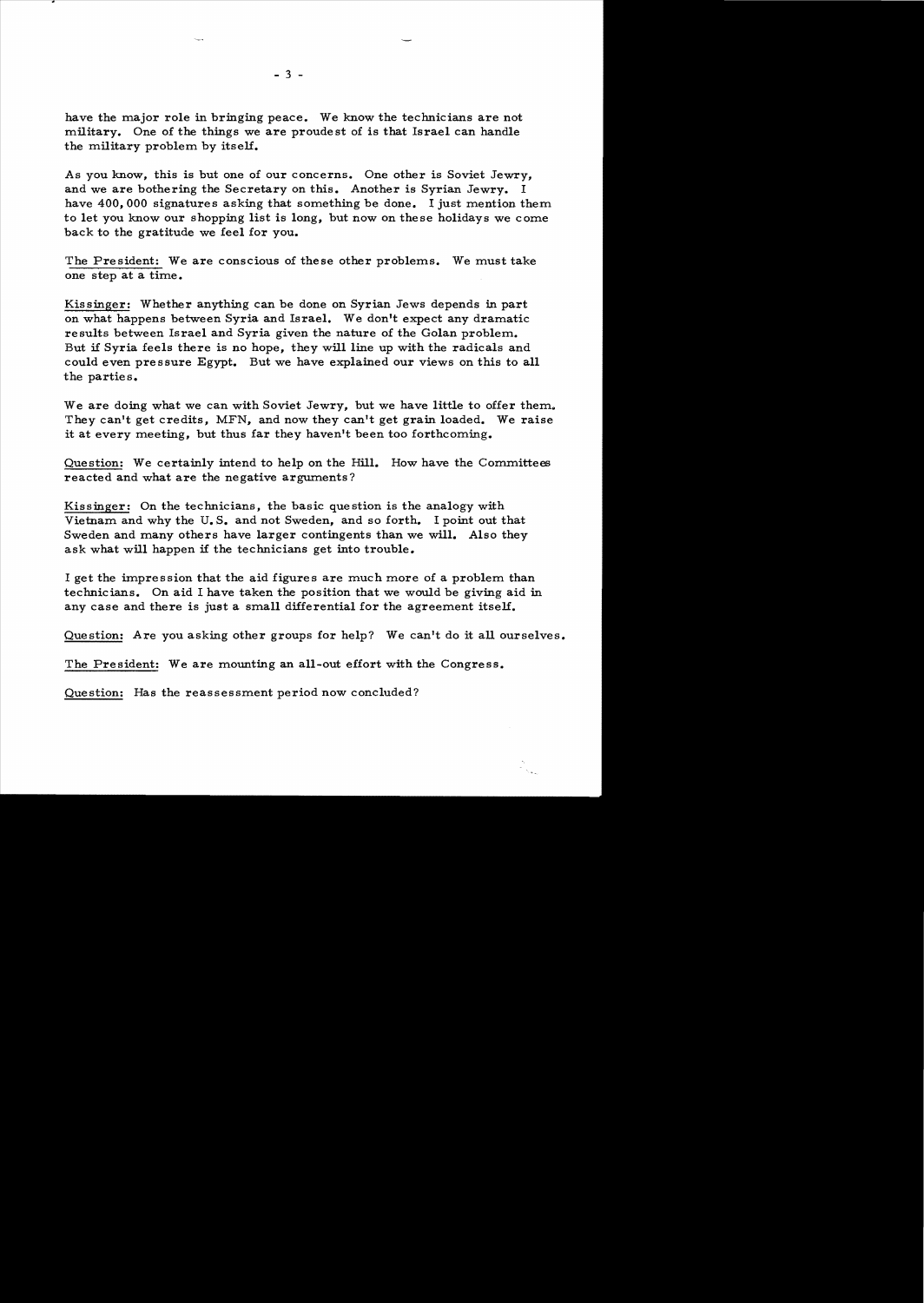have the major role in bringing peace. We know the technicians are not military. One of the things we are proudest of is that Israel can handle the military problem by itself.

As you know, this is but one of our concerns. One other is Soviet Jewry, and we are bothering the Secretary on this. Another is Syrian Jewry. I have 400,000 signatures asking that something be done. I just mention them to let you know our shopping list is long, but now on these holidays we come back to the gratitude we feel for you.

The President: We are conscious of these other problems. We must take one step at a time.

Kissinger: Whether anything can be done on Syrian Jews depends in part on what happens between Syria and Israel. We don't expect any dramatic results between Israel and Syria given the nature of the Golan problem. But if Syria feels there is no hope, they will line up with the radicals and could even pressure Egypt. But we have explained our views on this to all the parties.

We are doing what we can with Soviet Jewry, but we have little to offer them. They can't get credits, MFN, and now they can't get grain loaded. We raise it at every meeting, but thus far they haven't been too forthcoming.

Question: We certainly intend to help on the Hill. How have the Committees reacted and what are the negative arguments?

Kissinger: On the technicians, the basic question is the analogy with Vietnam and why the U.S. and not Sweden, and so forth. I point out that Sweden and many others have larger contingents than we will. Also they ask what will happen if the technicians get into trouble.

I get the impression that the aid figures are much more of a problem than technicians. On aid I have taken the position that we would be giving aid in any case and there is just a small differential for the agreement itself.

Question: Are you asking other groups for help? We can't do it all ourselves.

The President: We are mounting an all-out effort with the Congress.

Question: Has the reassessment period now concluded?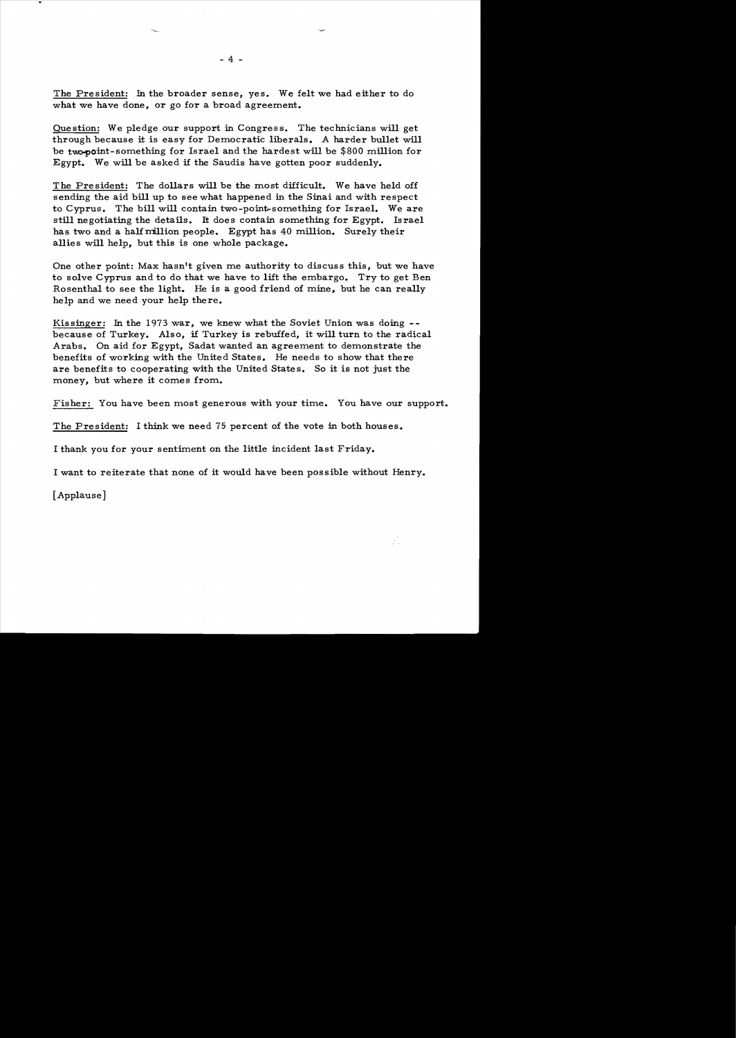**The President:** In the broader sense, yes. We felt we had either to do what we have done, or go for a broad agreement.

**Question:** We pledge our support in Congress. The technicians will get through because it is easy for Democratic liberals. A harder bullet will be two-point-something for Israel and the hardest will be $800 million for Egypt. We will be asked if the Saudis have gotten poor suddenly.

**The President:** The dollars will be the most difficult. We have held off sending the aid bill up to see what happened in the Sinai and with respect to Cyprus. The bill will contain two-point-something for Israel. We are still negotiating the details. It does contain something for Egypt. Israel has two and a half million people. Egypt has 40 million. Surely their allies will help, but this is one whole package.

One other point: Max hasn't given me authority to discuss this, but we have to solve Cyprus and to do that we have to lift the embargo. Try to get Ben Rosenthal to see the light. He is a good friend of mine, but he can really help and we need your help there.

**Kissinger:** In the 1973 war, we knew what the Soviet Union was doing -- because of Turkey. Also, if Turkey is rebuffed, it will turn to the radical Arabs. On aid for Egypt, Sadat wanted an agreement to demonstrate the benefits of working with the United States. He needs to show that there are benefits to cooperating with the United States. So it is not just the money, but where it comes from.

**Fisher:** You have been most generous with your time. You have our support.

**The President:** I think we need 75 percent of the vote in both houses.

I thank you for your sentiment on the little incident last Friday.

I want to reiterate that none of it would have been possible without Henry.

[Applause]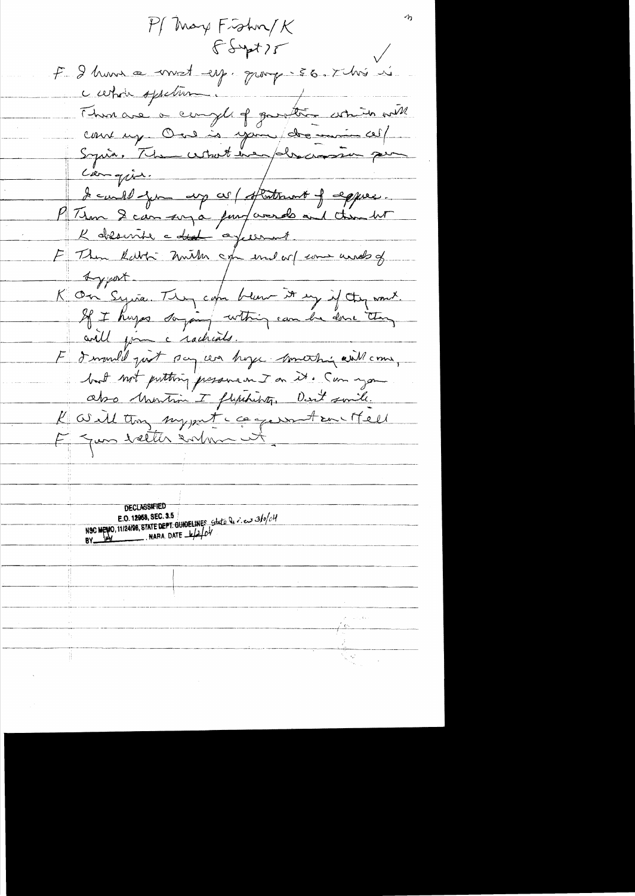P/ Max Fisher/K
8 Sept 75

F I have a most exp. group - 56. This is a certain spectrum. There are a couple of questions which will come up. One is your discussion w/ Syria. The other was discussion for Congress.

I could fix up w/ statement of approval.

P Then I can say a few words and then let K describe a deal agreement.

F Then Rabbi Miller can end w/ some words of support.

K On Syria. They can blame it on us if they want. If I hope say anything can be done they will join c radicals.

F I would just say we hope something will come, but not putting pressure on I on it. Can you also mention I flexibility. Don't smile.

K Will they support c agreement on Hill

F Your letter will ~~~.

DECLASSIFIED
E.O. 12958, SEC. 3.5
NSC MEMO, 11/24/98, STATE DEPT. GUIDELINES State Review 3/10/04
BY ___ NARA, DATE 4/2/04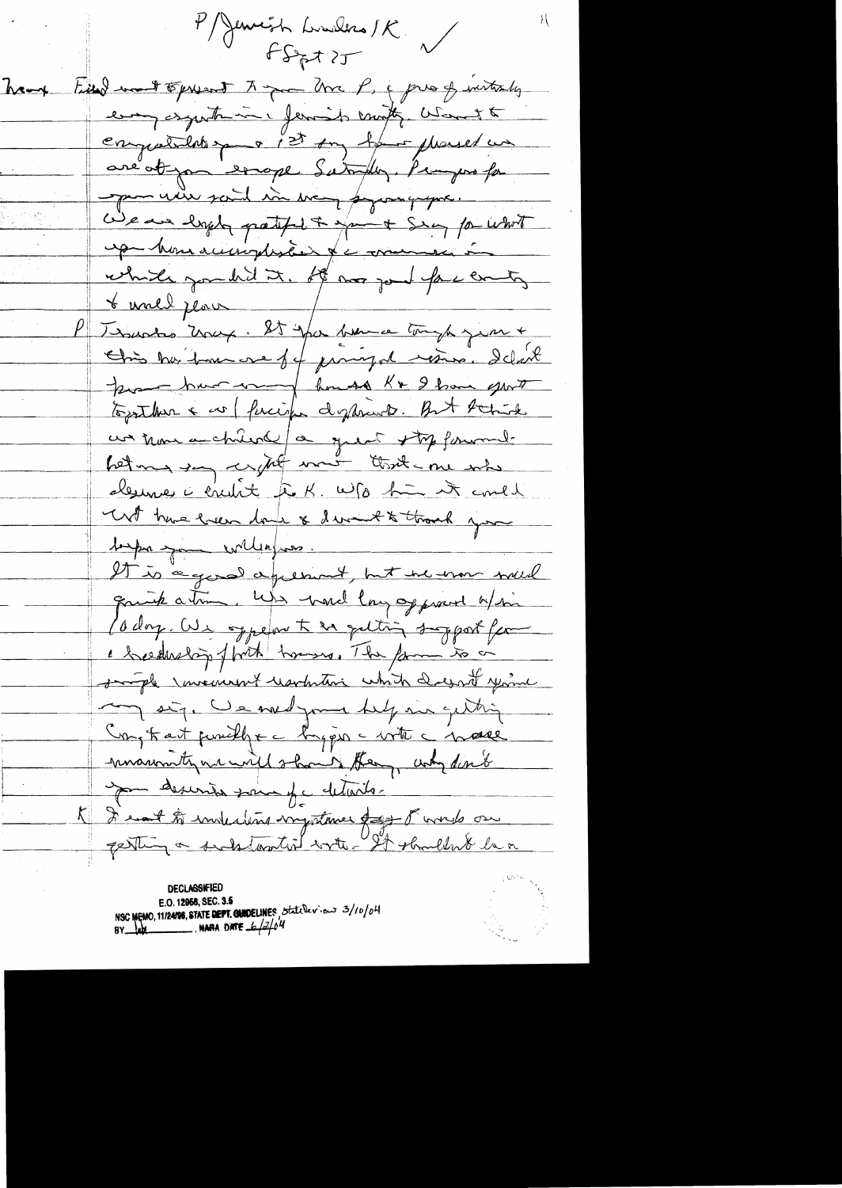P/Jewish Leaders/K ✓

6 Sept 75

Max — Fixed want to present to you Max F., c pres of virtually every organization in Jewish community. Want to congratulate you & 1st thing to you pleased we are at you escape Saturday. Prayers for you were said in many synagogues.

We are deeply grateful to you & Sec for what you have accomplished & c manner in which you did it. It was good for c country & world peace.

P — Thanks Max. It has been a tough year & this has been one of principal issues. I don't know how many hours K & I have spent together & w/ foreign diplomats. But I think we have achieved a great step forward — letting say except most that — one who deserves c credit is K. W/o him it could not have been done & I want to thank you before you wellingness.

It is a good agreement, but we now need quick action. We had long approval w/in 10 days. We expect to be getting support from c leadership of both houses. The form is a simple concurrent resolution which doesn't require my sig. We need your help in getting Cong to act quickly & c bigger c vote c more unanimity we will show. Henry, why don't you describe some of c details.

K — I want to underline importance of — words on getting a substantial vote. It shouldn't be on

DECLASSIFIED
E.O. 12958, SEC. 3.5
NSC MEMO, 11/24/98, STATE DEPT. GUIDELINES State Review 3/10/04
BY [illegible] NARA DATE 6/2/04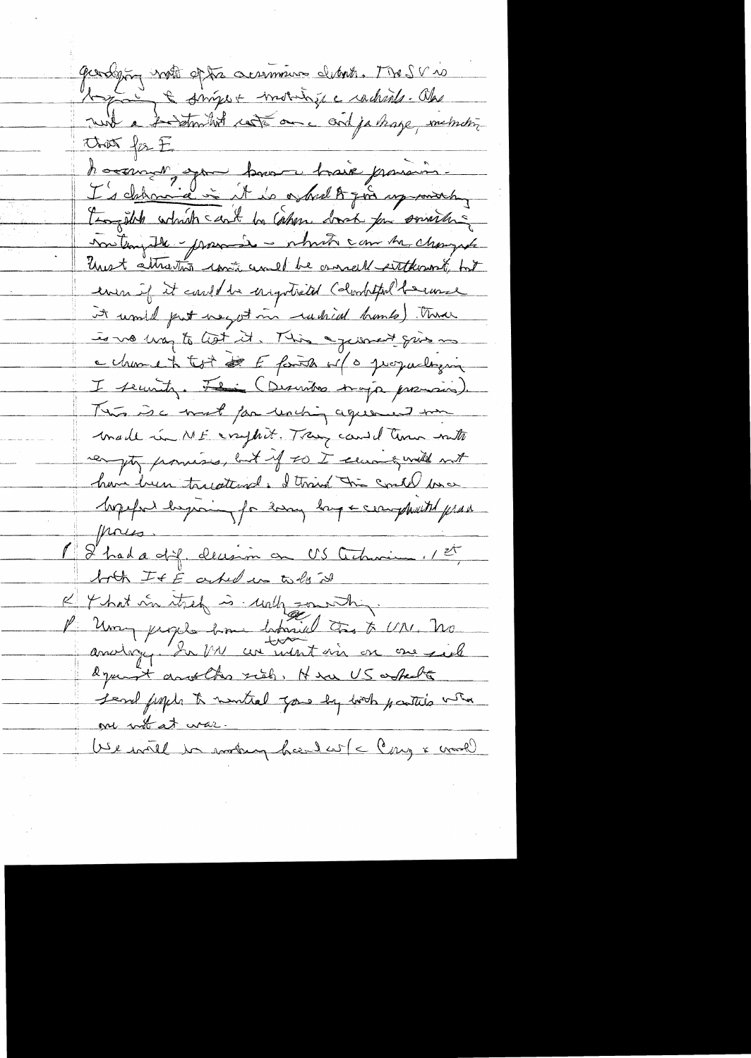guarding note of the ceasefire debate. The SV is hoping to survive + mobilize a radicals. Also need a fact-finding unit one and ja hope, including that for E.

h assume, you know a basic promise - I's demand is it is asked to join agreement. Tonight which can't be taken back for something in terms the - promise - which can be changed. Most attractive would be overall settlement, but even if it could be negotiated (doubtful because it would put weight on radical hands) there is no way to test it. This agreement gives us a chance to test E faith w/o jeopardizing I security. Fear (Decisions major promises). This is a most far reaching agreement made in ME conflict. They could turn into empty promises, but if so I economy would not have been threatened. I think this could be a hopeful beginning for a long + complicated process.

P I had a diff. decision on US technicians. 1st, both I & E asked us to do it

K What in itself is a really something.

P Many people have likened this to VN. No analogy. In VN we went in on one side against another side. Here US asked to send people to neutral zone by both parties who are not at war.

We will be working hard w/ Cong + would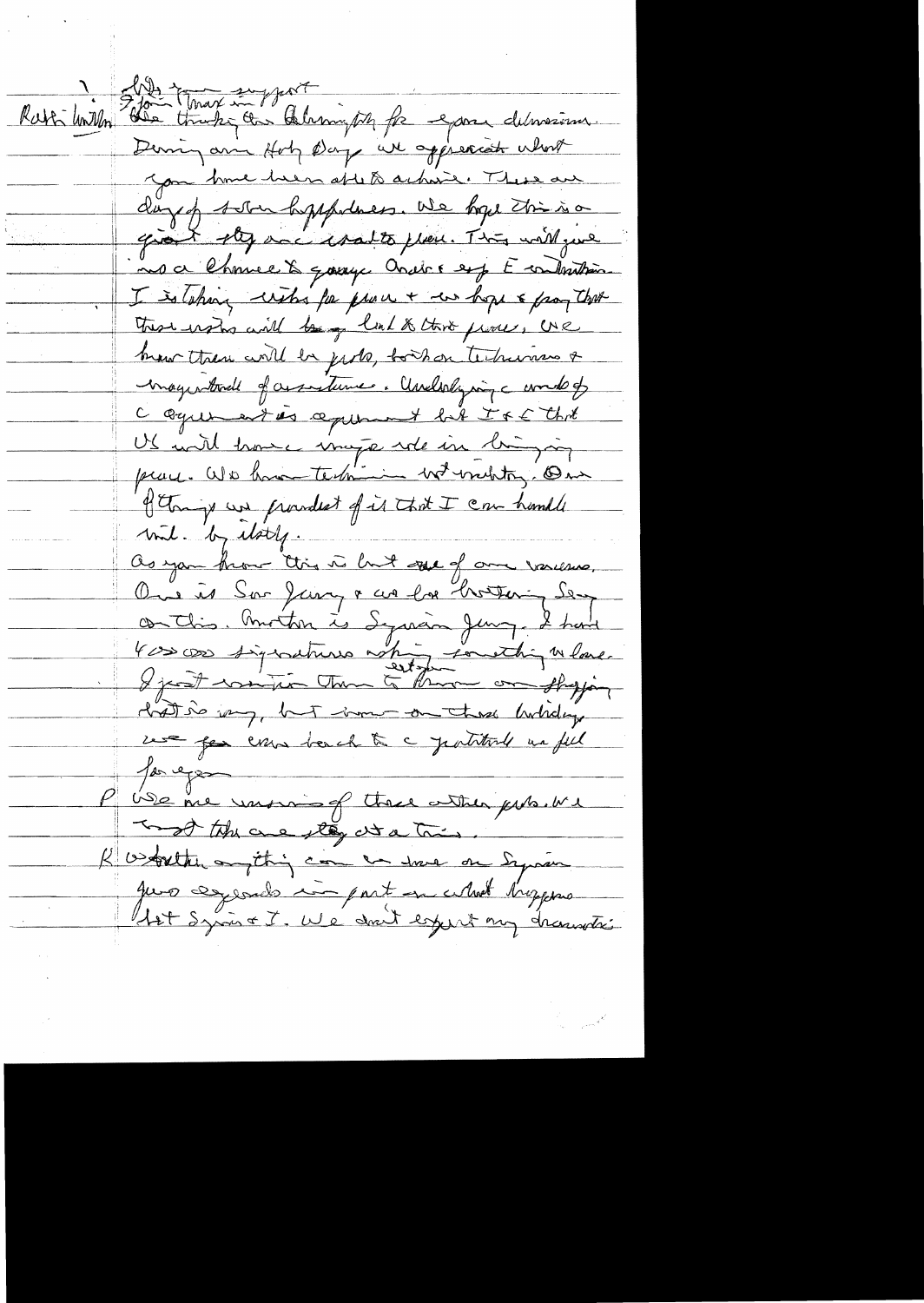Rabbi Miller: [inserted above: We join / your support / many in] We thank the Administration for your dedication. During our Holy Day we appreciate what you have been able to achieve. These are days of solemn happiness. We hope this is a giant step and instant peace. This will give us a chance to gauge Arab & esp E intention. I is taking risks for peace + we hope & pray that these risks will bring last & durable peace. We know there will be probs, both on technicians & magnitude of assistance. Underlying ... of agreement is agreement that I & E that US will have major role in bringing peace. We know technician not military. One of things we proudest of is that I can handle mil. by itself.

As you know this is but one of our concerns. One is Sov Jewry & we are bothering Sen on this. Another is Syrian Jewry. I have 400,000 signatures asking something be done. I just mention them to know our shopping list is long, but now on these holidays we [inserted: extend] come back to a gratitude we feel for you.

P We need more of these other [steps]. We trust this one step at a time.

K Whether anything can be done on Syrian Jews depends in part on what happens bet Syria & I. We don't expect any dramatic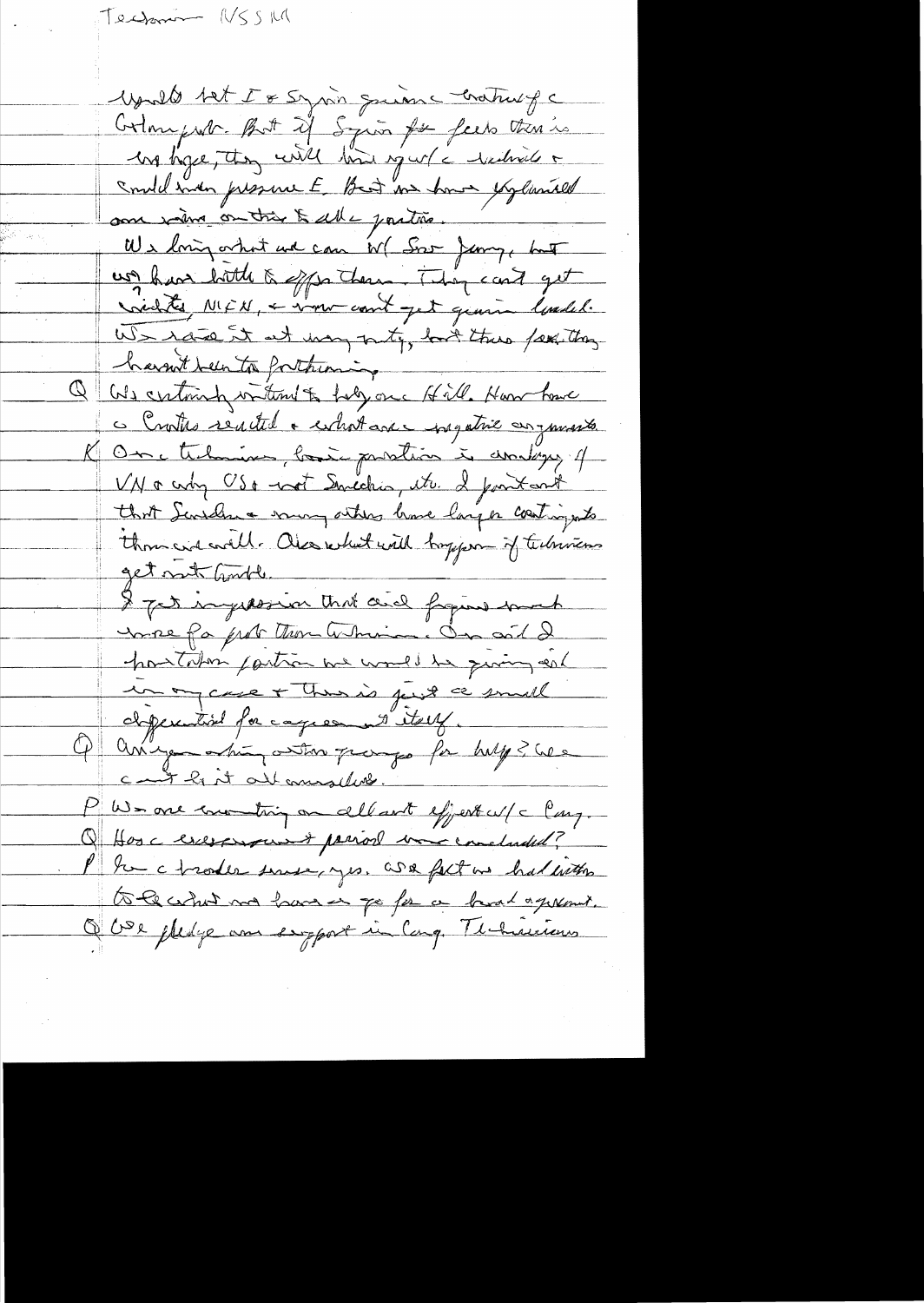Tekoma - NSSM

would tell I & Syrian governments to believe the Golan problem. But if Syria feels there is no hope, they will turn against us & could make pressure E. But no long explained our views on this to all parties.

We doing what we can w/ Soviet Jewry, but we have little to offer them. They can't get credits, MFN, & now can't get grain credit. We raise it at every turn, but thus far they haven't been forthcoming.

Q We certainly intend to lobby on Hill. How have Arabs reacted & what are negative arguments

K On Arab technicians, basic position is analogy of VN & why US & not Swedish, etc. I point out that Swedes & many others have larger contingents than we will. Also what will happen if technicians get into trouble.

I get impression that aid figures are more for Israel than technicians. On aid I point out position we would be giving aid in any case & this is just a small differential for acceptance of itself.

Q Are you asking other groups for help? We can't do it all ourselves.

P We are counting on all out effort w/ Cong.

Q Has exclusionary period been concluded?

P In a broader sense, yes. We felt we had written to do what we have to go for a broad agreement.

Q We pledge our support in Cong. Technicians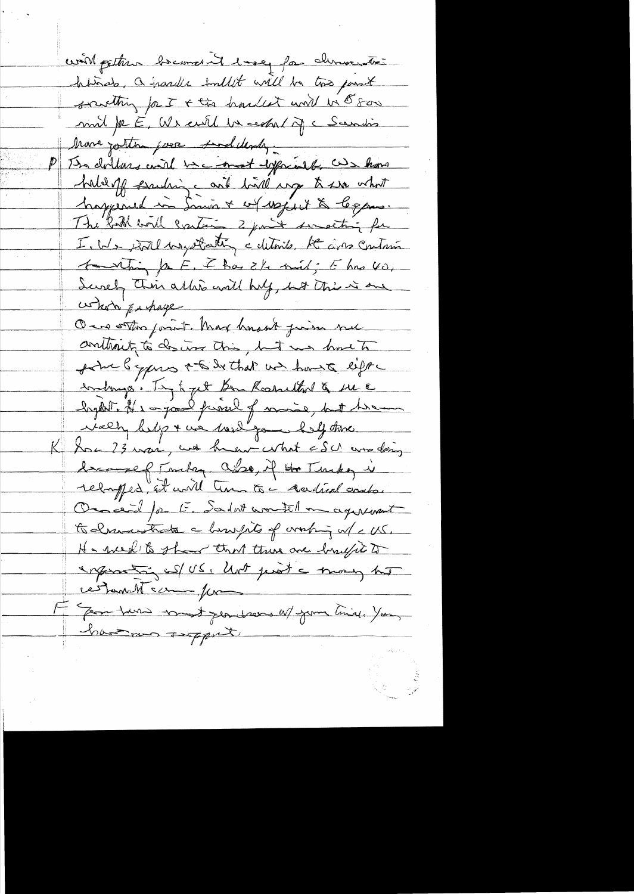will get them because it's easy for demonstrators

Arabs. A package bill will be two parts

something for I & the bracket will be 850 mil for E. We will be ahead if the Sarbanes have gotten ... suddenly.

P The dollars will be most difficult. We have held off sending and will go to see what happened in Sinai & impact to Egypt. The bill will contain 2 parts something for I. We still negotiating the details. It will contain something for E. I has 2½ mil; E has 40. Surely this alone will help, but this is one whole package.

One other point. Max hasn't given me authority to discuss this, but we have to protect Egypt so that we have a little leverage. Try to get Ben Rosenthal to see the light. He's a good friend of mine, but he can really help & we need your help there.

K The 23 war, we know what the SU was doing because of Turkey. Also, if the Turkey is relapsed, it will turn to a radical course.

One detail for E. Sadat wanted an agreement to demonstrate the benefits of working w/ the US. He wants to show that there are benefits to cooperating w/ US. Not just the money but ...

F You have most generous w/ your time. You have our support.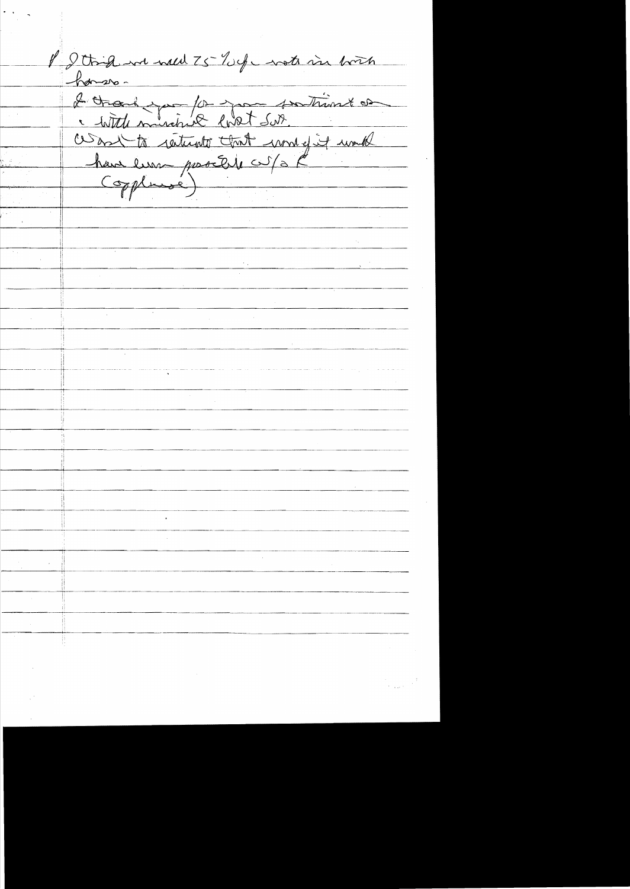I think we need 75% of vote in both houses.

I thank you for your sentiment on a little minimal last Sat.

Want to reiterate that would it would have been possible w/o R

(applause)